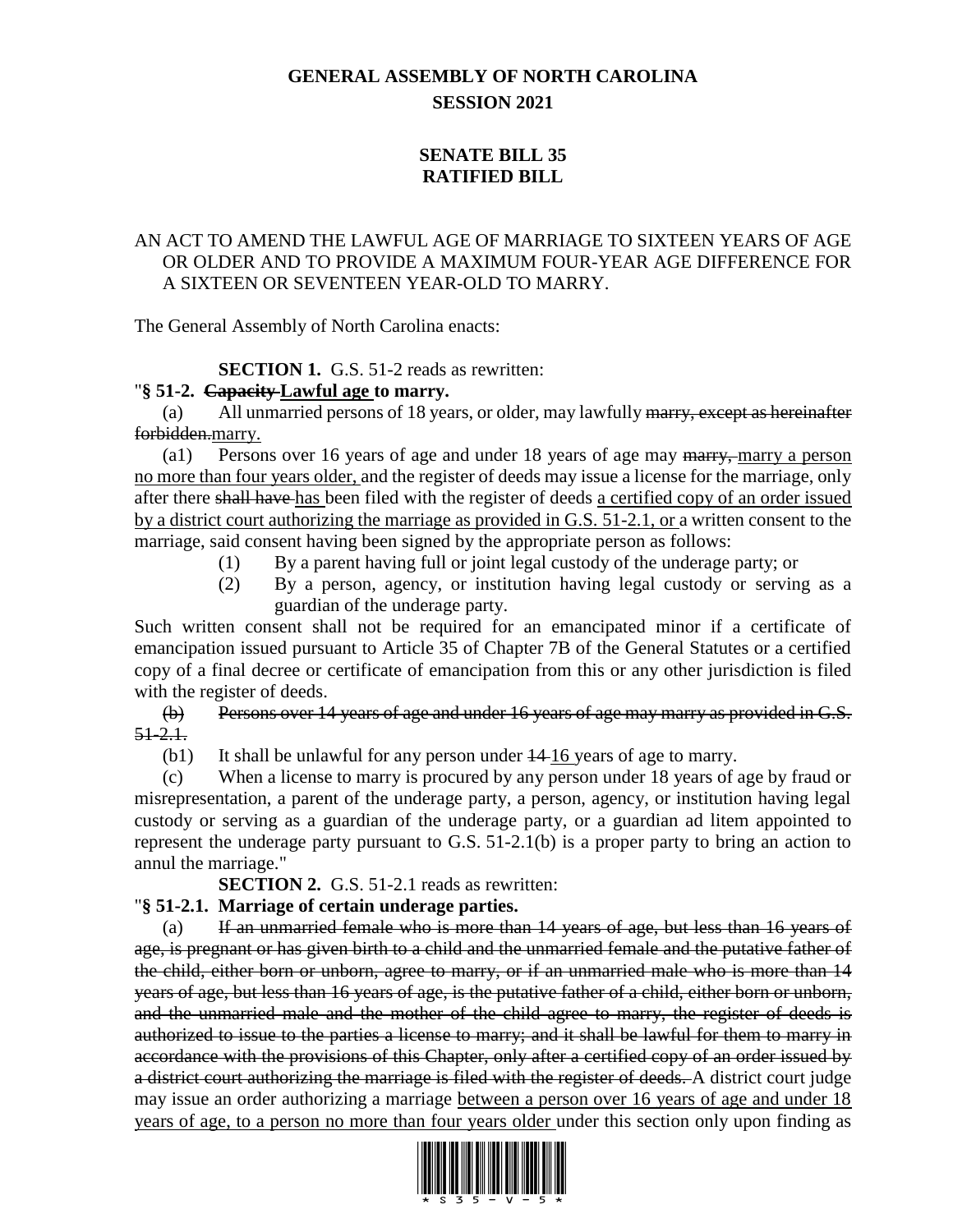# GENERAL ASSEMBLY OF NORTH CAROLINA
## SESSION 2021

## SENATE BILL 35
## RATIFIED BILL

AN ACT TO AMEND THE LAWFUL AGE OF MARRIAGE TO SIXTEEN YEARS OF AGE OR OLDER AND TO PROVIDE A MAXIMUM FOUR-YEAR AGE DIFFERENCE FOR A SIXTEEN OR SEVENTEEN YEAR-OLD TO MARRY.

The General Assembly of North Carolina enacts:

**SECTION 1.** G.S. 51-2 reads as rewritten:

"**§ 51-2. ~~Capacity~~ <u>Lawful age</u> to marry.**

(a) All unmarried persons of 18 years, or older, may lawfully ~~marry, except as hereinafter forbidden.~~<u>marry.</u>

(a1) Persons over 16 years of age and under 18 years of age may ~~marry,~~ <u>marry a person no more than four years older,</u> and the register of deeds may issue a license for the marriage, only after there ~~shall have~~ <u>has</u> been filed with the register of deeds <u>a certified copy of an order issued by a district court authorizing the marriage as provided in G.S. 51-2.1, or</u> a written consent to the marriage, said consent having been signed by the appropriate person as follows:

(1) By a parent having full or joint legal custody of the underage party; or

(2) By a person, agency, or institution having legal custody or serving as a guardian of the underage party.

Such written consent shall not be required for an emancipated minor if a certificate of emancipation issued pursuant to Article 35 of Chapter 7B of the General Statutes or a certified copy of a final decree or certificate of emancipation from this or any other jurisdiction is filed with the register of deeds.

~~(b) Persons over 14 years of age and under 16 years of age may marry as provided in G.S. 51-2.1.~~

(b1) It shall be unlawful for any person under ~~14~~ <u>16</u> years of age to marry.

(c) When a license to marry is procured by any person under 18 years of age by fraud or misrepresentation, a parent of the underage party, a person, agency, or institution having legal custody or serving as a guardian of the underage party, or a guardian ad litem appointed to represent the underage party pursuant to G.S. 51-2.1(b) is a proper party to bring an action to annul the marriage."

**SECTION 2.** G.S. 51-2.1 reads as rewritten:

"**§ 51-2.1. Marriage of certain underage parties.**

(a) ~~If an unmarried female who is more than 14 years of age, but less than 16 years of age, is pregnant or has given birth to a child and the unmarried female and the putative father of the child, either born or unborn, agree to marry, or if an unmarried male who is more than 14 years of age, but less than 16 years of age, is the putative father of a child, either born or unborn, and the unmarried male and the mother of the child agree to marry, the register of deeds is authorized to issue to the parties a license to marry; and it shall be lawful for them to marry in accordance with the provisions of this Chapter, only after a certified copy of an order issued by a district court authorizing the marriage is filed with the register of deeds.~~ A district court judge may issue an order authorizing a marriage <u>between a person over 16 years of age and under 18 years of age, to a person no more than four years older</u> under this section only upon finding as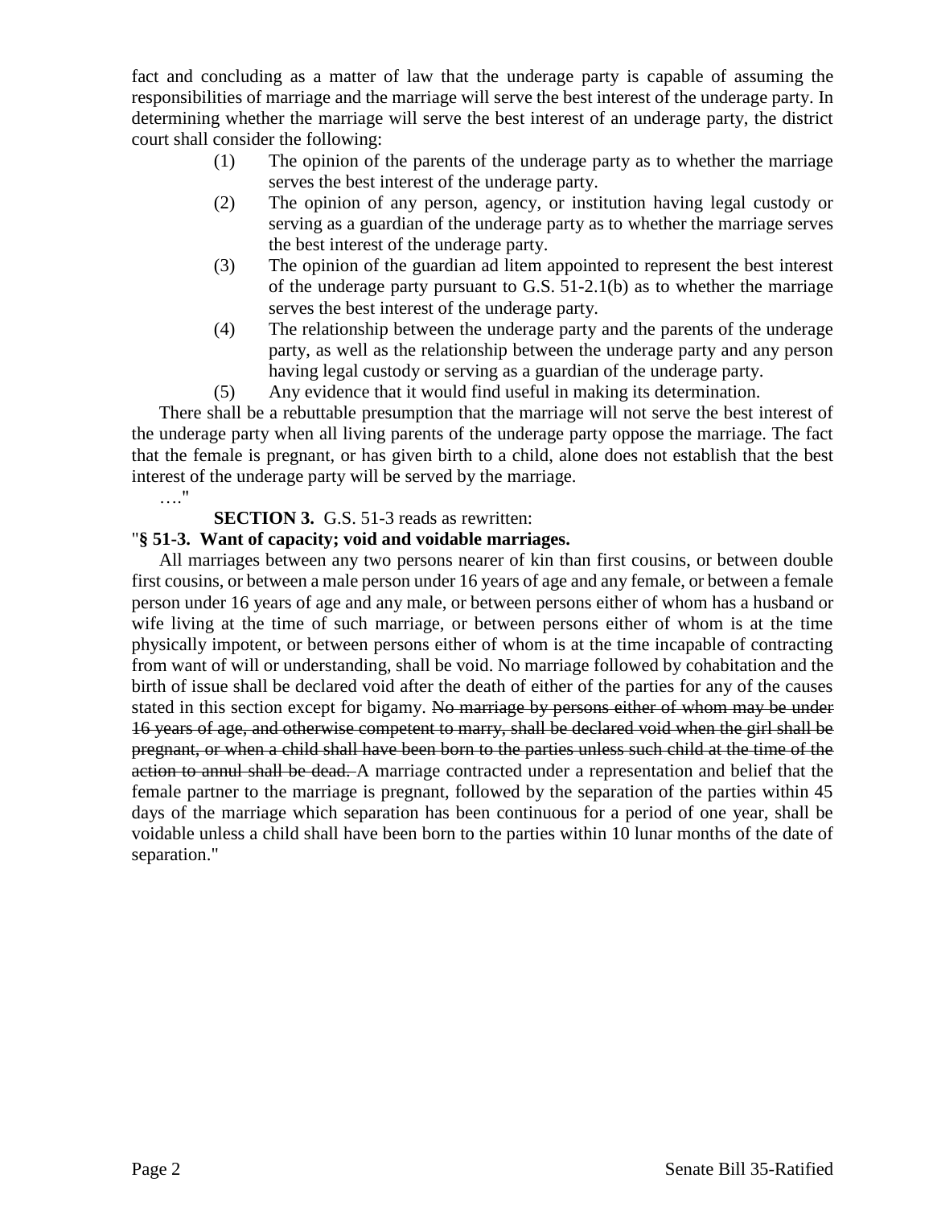fact and concluding as a matter of law that the underage party is capable of assuming the responsibilities of marriage and the marriage will serve the best interest of the underage party. In determining whether the marriage will serve the best interest of an underage party, the district court shall consider the following:

(1) The opinion of the parents of the underage party as to whether the marriage serves the best interest of the underage party.

(2) The opinion of any person, agency, or institution having legal custody or serving as a guardian of the underage party as to whether the marriage serves the best interest of the underage party.

(3) The opinion of the guardian ad litem appointed to represent the best interest of the underage party pursuant to G.S. 51-2.1(b) as to whether the marriage serves the best interest of the underage party.

(4) The relationship between the underage party and the parents of the underage party, as well as the relationship between the underage party and any person having legal custody or serving as a guardian of the underage party.

(5) Any evidence that it would find useful in making its determination.

There shall be a rebuttable presumption that the marriage will not serve the best interest of the underage party when all living parents of the underage party oppose the marriage. The fact that the female is pregnant, or has given birth to a child, alone does not establish that the best interest of the underage party will be served by the marriage.

…."

**SECTION 3.** G.S. 51-3 reads as rewritten:

"**§ 51-3. Want of capacity; void and voidable marriages.**

All marriages between any two persons nearer of kin than first cousins, or between double first cousins, or between a male person under 16 years of age and any female, or between a female person under 16 years of age and any male, or between persons either of whom has a husband or wife living at the time of such marriage, or between persons either of whom is at the time physically impotent, or between persons either of whom is at the time incapable of contracting from want of will or understanding, shall be void. No marriage followed by cohabitation and the birth of issue shall be declared void after the death of either of the parties for any of the causes stated in this section except for bigamy. ~~No marriage by persons either of whom may be under 16 years of age, and otherwise competent to marry, shall be declared void when the girl shall be pregnant, or when a child shall have been born to the parties unless such child at the time of the action to annul shall be dead.~~ A marriage contracted under a representation and belief that the female partner to the marriage is pregnant, followed by the separation of the parties within 45 days of the marriage which separation has been continuous for a period of one year, shall be voidable unless a child shall have been born to the parties within 10 lunar months of the date of separation."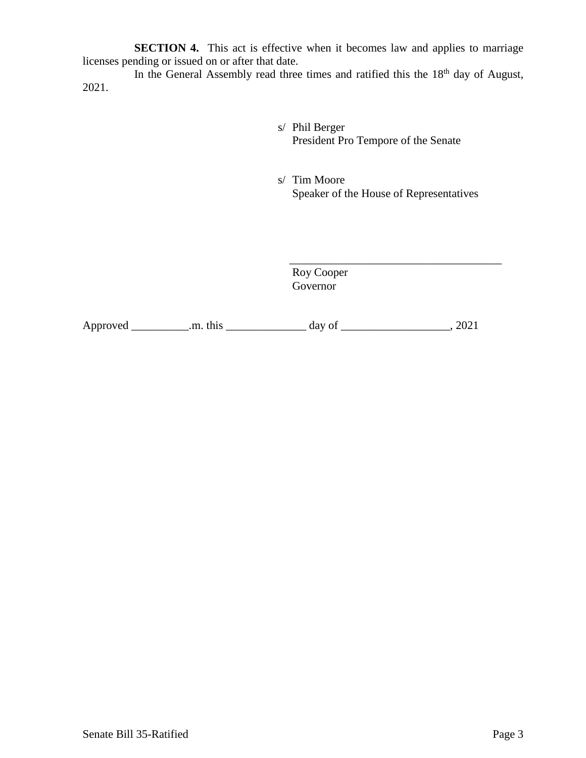**SECTION 4.** This act is effective when it becomes law and applies to marriage licenses pending or issued on or after that date.

In the General Assembly read three times and ratified this the 18th day of August, 2021.

s/ Phil Berger
President Pro Tempore of the Senate

s/ Tim Moore
Speaker of the House of Representatives

_____________________________________
Roy Cooper
Governor

Approved __________.m. this ______________ day of ___________________, 2021